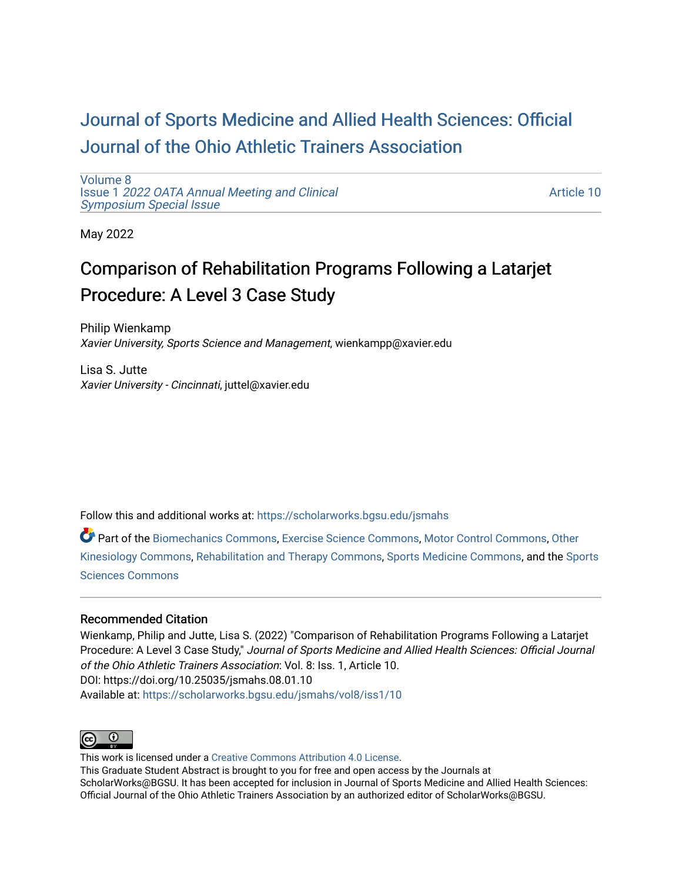# Journal of Sports Medicine and Allied Health Sciences: Official Journal of the Ohio Athletic Trainers Association

Volume 8
Issue 1 *2022 OATA Annual Meeting and Clinical Symposium Special Issue*

Article 10

May 2022

## Comparison of Rehabilitation Programs Following a Latarjet Procedure: A Level 3 Case Study

Philip Wienkamp
*Xavier University, Sports Science and Management*, wienkampp@xavier.edu

Lisa S. Jutte
*Xavier University - Cincinnati*, juttel@xavier.edu

Follow this and additional works at: https://scholarworks.bgsu.edu/jsmahs

Part of the Biomechanics Commons, Exercise Science Commons, Motor Control Commons, Other Kinesiology Commons, Rehabilitation and Therapy Commons, Sports Medicine Commons, and the Sports Sciences Commons

### Recommended Citation

Wienkamp, Philip and Jutte, Lisa S. (2022) "Comparison of Rehabilitation Programs Following a Latarjet Procedure: A Level 3 Case Study," *Journal of Sports Medicine and Allied Health Sciences: Official Journal of the Ohio Athletic Trainers Association*: Vol. 8: Iss. 1, Article 10.
DOI: https://doi.org/10.25035/jsmahs.08.01.10
Available at: https://scholarworks.bgsu.edu/jsmahs/vol8/iss1/10

This work is licensed under a Creative Commons Attribution 4.0 License.
This Graduate Student Abstract is brought to you for free and open access by the Journals at ScholarWorks@BGSU. It has been accepted for inclusion in Journal of Sports Medicine and Allied Health Sciences: Official Journal of the Ohio Athletic Trainers Association by an authorized editor of ScholarWorks@BGSU.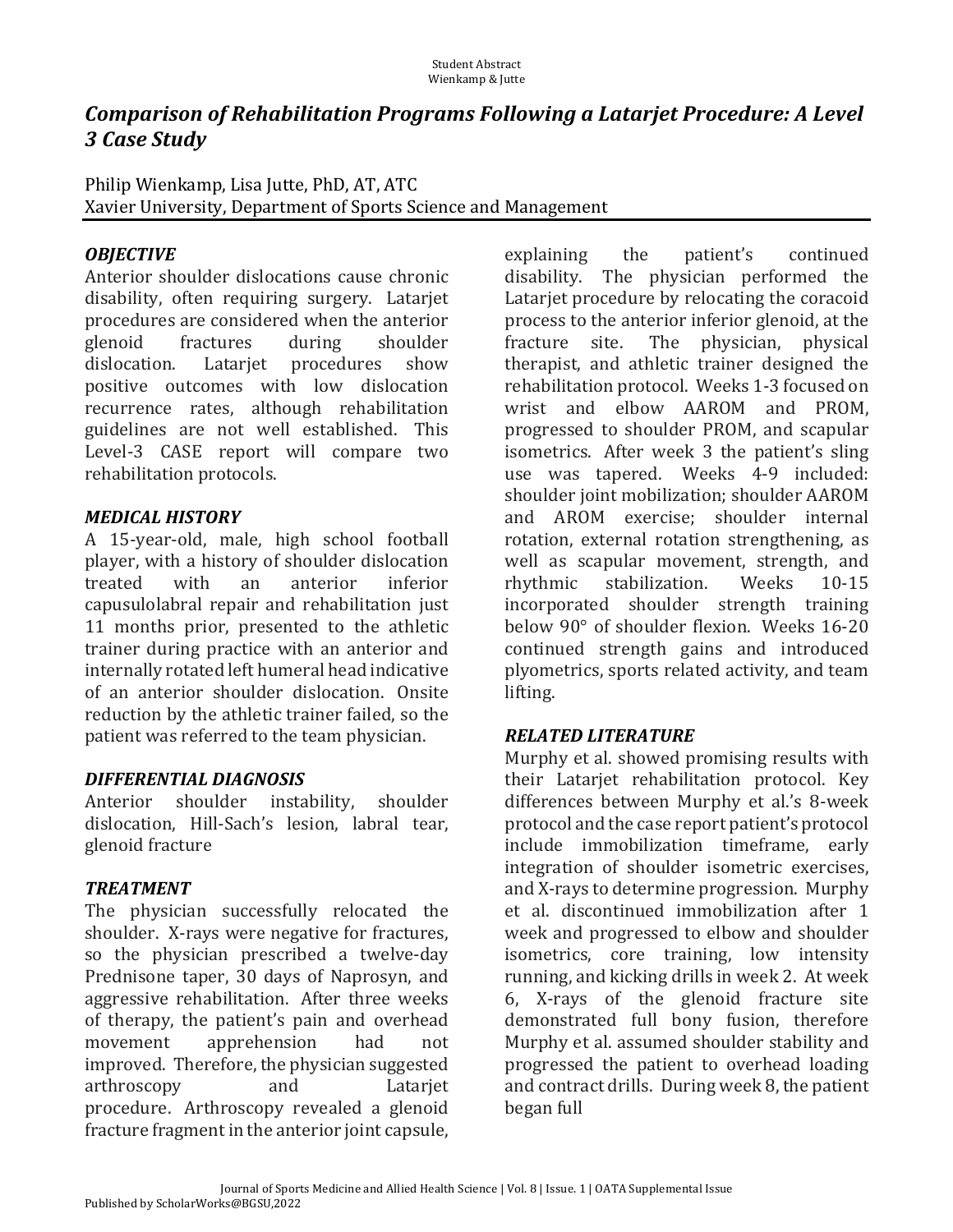# *Comparison of Rehabilitation Programs Following a Latarjet Procedure: A Level 3 Case Study*

Philip Wienkamp, Lisa Jutte, PhD, AT, ATC
Xavier University, Department of Sports Science and Management

### *OBJECTIVE*

Anterior shoulder dislocations cause chronic disability, often requiring surgery. Latarjet procedures are considered when the anterior glenoid fractures during shoulder dislocation. Latarjet procedures show positive outcomes with low dislocation recurrence rates, although rehabilitation guidelines are not well established. This Level-3 CASE report will compare two rehabilitation protocols.

### *MEDICAL HISTORY*

A 15-year-old, male, high school football player, with a history of shoulder dislocation treated with an anterior inferior capusulolabral repair and rehabilitation just 11 months prior, presented to the athletic trainer during practice with an anterior and internally rotated left humeral head indicative of an anterior shoulder dislocation. Onsite reduction by the athletic trainer failed, so the patient was referred to the team physician.

### *DIFFERENTIAL DIAGNOSIS*

Anterior shoulder instability, shoulder dislocation, Hill-Sach's lesion, labral tear, glenoid fracture

### *TREATMENT*

The physician successfully relocated the shoulder. X-rays were negative for fractures, so the physician prescribed a twelve-day Prednisone taper, 30 days of Naprosyn, and aggressive rehabilitation. After three weeks of therapy, the patient's pain and overhead movement apprehension had not improved. Therefore, the physician suggested arthroscopy and Latarjet procedure. Arthroscopy revealed a glenoid fracture fragment in the anterior joint capsule, explaining the patient's continued disability. The physician performed the Latarjet procedure by relocating the coracoid process to the anterior inferior glenoid, at the fracture site. The physician, physical therapist, and athletic trainer designed the rehabilitation protocol. Weeks 1-3 focused on wrist and elbow AAROM and PROM, progressed to shoulder PROM, and scapular isometrics. After week 3 the patient's sling use was tapered. Weeks 4-9 included: shoulder joint mobilization; shoulder AAROM and AROM exercise; shoulder internal rotation, external rotation strengthening, as well as scapular movement, strength, and rhythmic stabilization. Weeks 10-15 incorporated shoulder strength training below 90° of shoulder flexion. Weeks 16-20 continued strength gains and introduced plyometrics, sports related activity, and team lifting.

### *RELATED LITERATURE*

Murphy et al. showed promising results with their Latarjet rehabilitation protocol. Key differences between Murphy et al.'s 8-week protocol and the case report patient's protocol include immobilization timeframe, early integration of shoulder isometric exercises, and X-rays to determine progression. Murphy et al. discontinued immobilization after 1 week and progressed to elbow and shoulder isometrics, core training, low intensity running, and kicking drills in week 2. At week 6, X-rays of the glenoid fracture site demonstrated full bony fusion, therefore Murphy et al. assumed shoulder stability and progressed the patient to overhead loading and contract drills. During week 8, the patient began full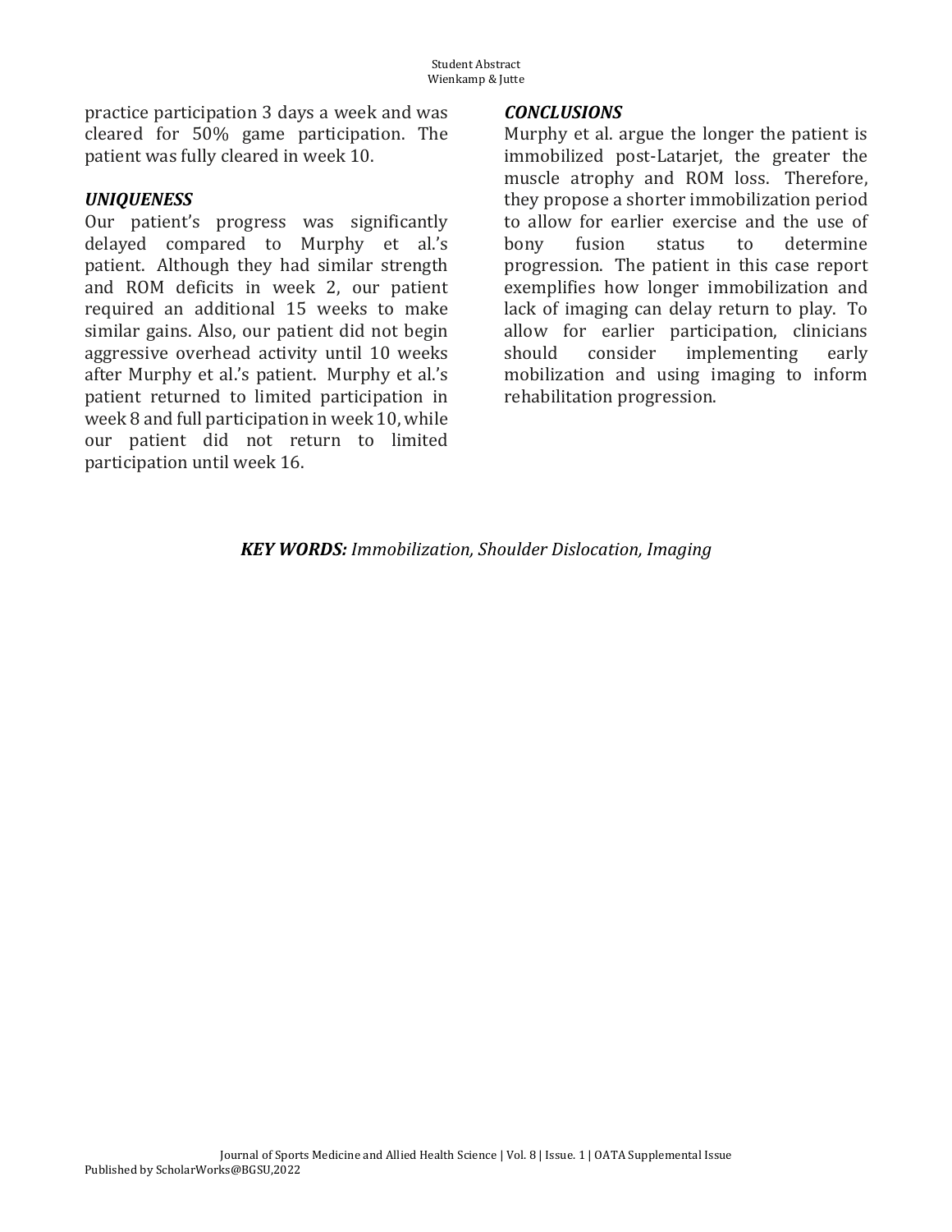practice participation 3 days a week and was cleared for 50% game participation. The patient was fully cleared in week 10.

### *UNIQUENESS*

Our patient's progress was significantly delayed compared to Murphy et al.'s patient. Although they had similar strength and ROM deficits in week 2, our patient required an additional 15 weeks to make similar gains. Also, our patient did not begin aggressive overhead activity until 10 weeks after Murphy et al.'s patient. Murphy et al.'s patient returned to limited participation in week 8 and full participation in week 10, while our patient did not return to limited participation until week 16.

### *CONCLUSIONS*

Murphy et al. argue the longer the patient is immobilized post-Latarjet, the greater the muscle atrophy and ROM loss. Therefore, they propose a shorter immobilization period to allow for earlier exercise and the use of bony fusion status to determine progression. The patient in this case report exemplifies how longer immobilization and lack of imaging can delay return to play. To allow for earlier participation, clinicians should consider implementing early mobilization and using imaging to inform rehabilitation progression.

***KEY WORDS:*** *Immobilization, Shoulder Dislocation, Imaging*